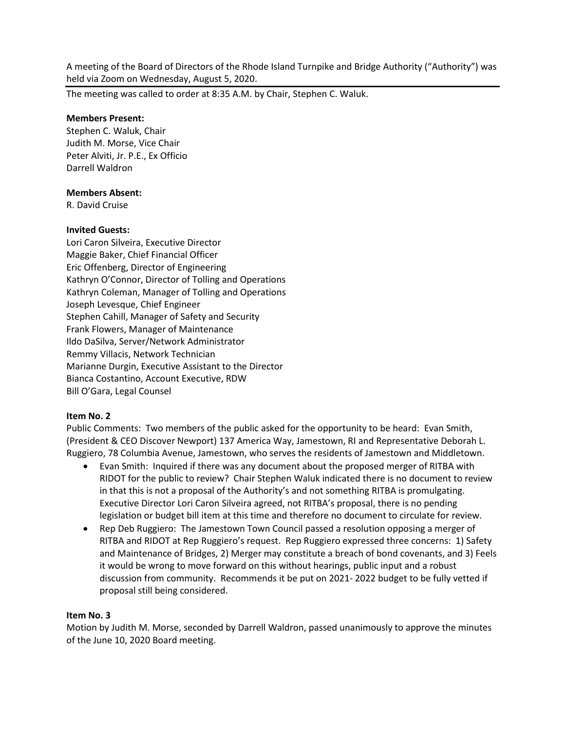A meeting of the Board of Directors of the Rhode Island Turnpike and Bridge Authority ("Authority") was held via Zoom on Wednesday, August 5, 2020.

The meeting was called to order at 8:35 A.M. by Chair, Stephen C. Waluk.

**Members Present:**
Stephen C. Waluk, Chair
Judith M. Morse, Vice Chair
Peter Alviti, Jr. P.E., Ex Officio
Darrell Waldron

**Members Absent:**
R. David Cruise

**Invited Guests:**
Lori Caron Silveira, Executive Director
Maggie Baker, Chief Financial Officer
Eric Offenberg, Director of Engineering
Kathryn O'Connor, Director of Tolling and Operations
Kathryn Coleman, Manager of Tolling and Operations
Joseph Levesque, Chief Engineer
Stephen Cahill, Manager of Safety and Security
Frank Flowers, Manager of Maintenance
Ildo DaSilva, Server/Network Administrator
Remmy Villacis, Network Technician
Marianne Durgin, Executive Assistant to the Director
Bianca Costantino, Account Executive, RDW
Bill O'Gara, Legal Counsel

**Item No. 2**

Public Comments: Two members of the public asked for the opportunity to be heard: Evan Smith, (President & CEO Discover Newport) 137 America Way, Jamestown, RI and Representative Deborah L. Ruggiero, 78 Columbia Avenue, Jamestown, who serves the residents of Jamestown and Middletown.

- Evan Smith: Inquired if there was any document about the proposed merger of RITBA with RIDOT for the public to review? Chair Stephen Waluk indicated there is no document to review in that this is not a proposal of the Authority's and not something RITBA is promulgating. Executive Director Lori Caron Silveira agreed, not RITBA's proposal, there is no pending legislation or budget bill item at this time and therefore no document to circulate for review.
- Rep Deb Ruggiero: The Jamestown Town Council passed a resolution opposing a merger of RITBA and RIDOT at Rep Ruggiero's request. Rep Ruggiero expressed three concerns: 1) Safety and Maintenance of Bridges, 2) Merger may constitute a breach of bond covenants, and 3) Feels it would be wrong to move forward on this without hearings, public input and a robust discussion from community. Recommends it be put on 2021- 2022 budget to be fully vetted if proposal still being considered.

**Item No. 3**

Motion by Judith M. Morse, seconded by Darrell Waldron, passed unanimously to approve the minutes of the June 10, 2020 Board meeting.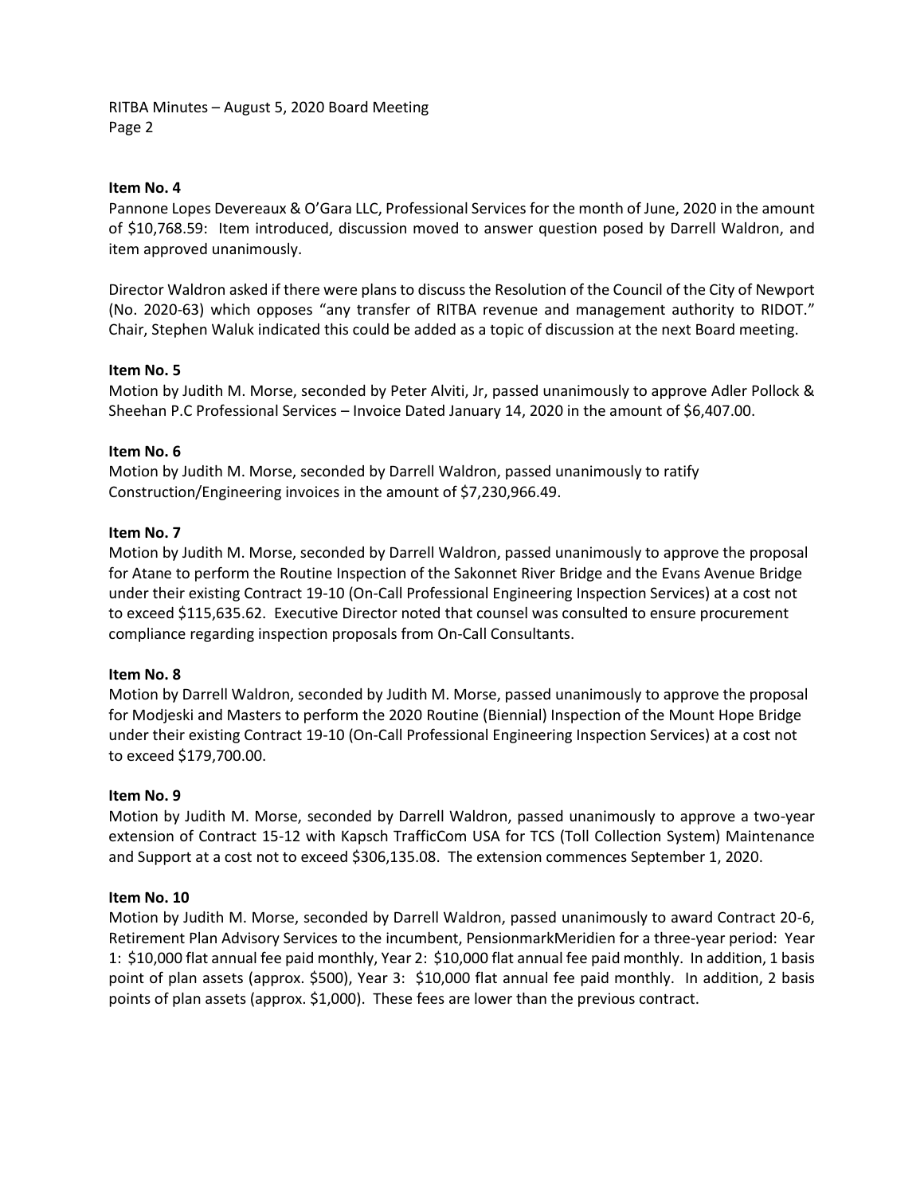**Item No. 4**

Pannone Lopes Devereaux & O'Gara LLC, Professional Services for the month of June, 2020 in the amount of $10,768.59: Item introduced, discussion moved to answer question posed by Darrell Waldron, and item approved unanimously.

Director Waldron asked if there were plans to discuss the Resolution of the Council of the City of Newport (No. 2020-63) which opposes "any transfer of RITBA revenue and management authority to RIDOT." Chair, Stephen Waluk indicated this could be added as a topic of discussion at the next Board meeting.

**Item No. 5**

Motion by Judith M. Morse, seconded by Peter Alviti, Jr, passed unanimously to approve Adler Pollock & Sheehan P.C Professional Services – Invoice Dated January 14, 2020 in the amount of $6,407.00.

**Item No. 6**

Motion by Judith M. Morse, seconded by Darrell Waldron, passed unanimously to ratify Construction/Engineering invoices in the amount of $7,230,966.49.

**Item No. 7**

Motion by Judith M. Morse, seconded by Darrell Waldron, passed unanimously to approve the proposal for Atane to perform the Routine Inspection of the Sakonnet River Bridge and the Evans Avenue Bridge under their existing Contract 19-10 (On-Call Professional Engineering Inspection Services) at a cost not to exceed $115,635.62. Executive Director noted that counsel was consulted to ensure procurement compliance regarding inspection proposals from On-Call Consultants.

**Item No. 8**

Motion by Darrell Waldron, seconded by Judith M. Morse, passed unanimously to approve the proposal for Modjeski and Masters to perform the 2020 Routine (Biennial) Inspection of the Mount Hope Bridge under their existing Contract 19-10 (On-Call Professional Engineering Inspection Services) at a cost not to exceed $179,700.00.

**Item No. 9**

Motion by Judith M. Morse, seconded by Darrell Waldron, passed unanimously to approve a two-year extension of Contract 15-12 with Kapsch TrafficCom USA for TCS (Toll Collection System) Maintenance and Support at a cost not to exceed $306,135.08. The extension commences September 1, 2020.

**Item No. 10**

Motion by Judith M. Morse, seconded by Darrell Waldron, passed unanimously to award Contract 20-6, Retirement Plan Advisory Services to the incumbent, PensionmarkMeridien for a three-year period: Year 1: $10,000 flat annual fee paid monthly, Year 2: $10,000 flat annual fee paid monthly. In addition, 1 basis point of plan assets (approx. $500), Year 3: $10,000 flat annual fee paid monthly. In addition, 2 basis points of plan assets (approx. $1,000). These fees are lower than the previous contract.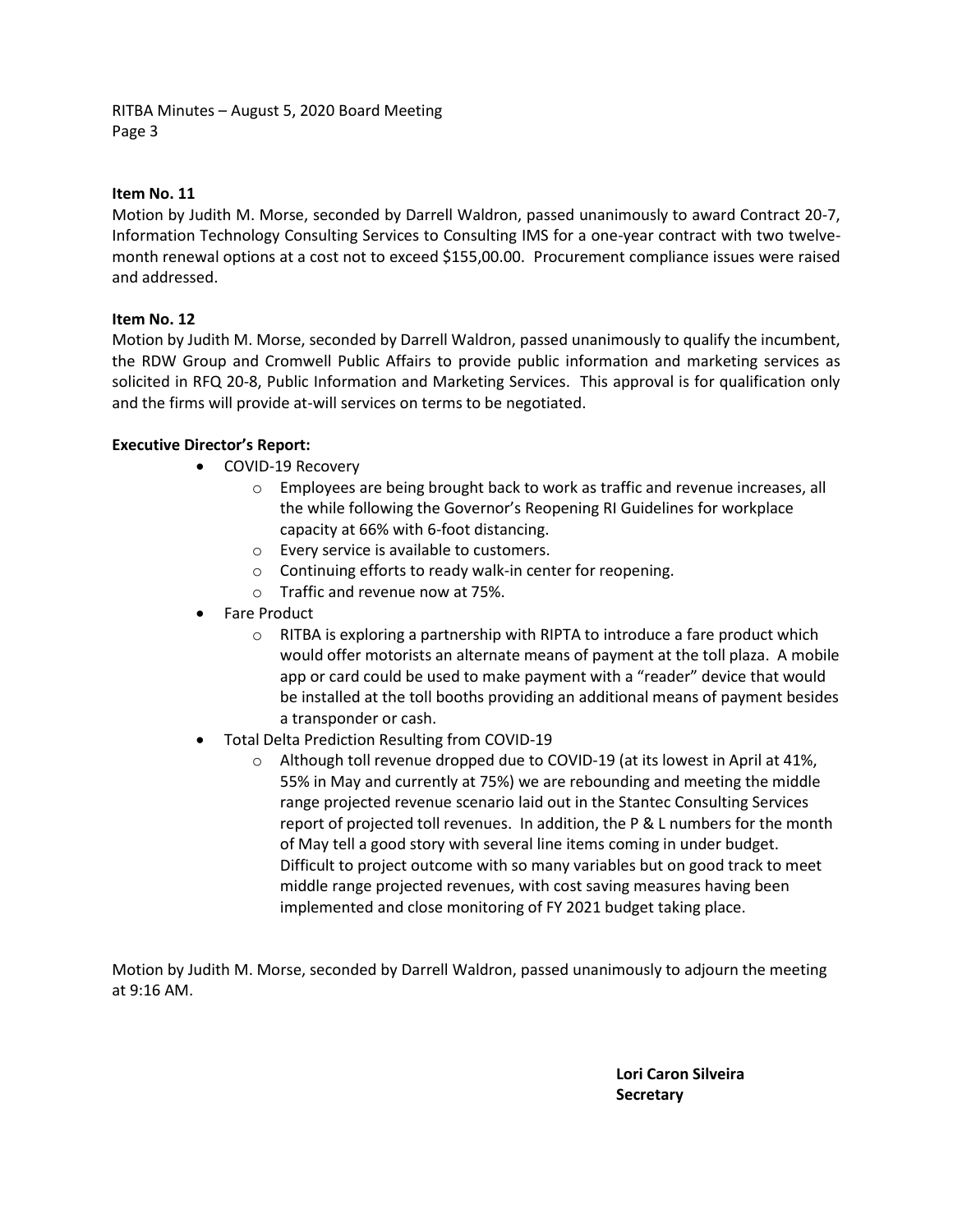**Item No. 11**

Motion by Judith M. Morse, seconded by Darrell Waldron, passed unanimously to award Contract 20-7, Information Technology Consulting Services to Consulting IMS for a one-year contract with two twelve-month renewal options at a cost not to exceed $155,00.00. Procurement compliance issues were raised and addressed.

**Item No. 12**

Motion by Judith M. Morse, seconded by Darrell Waldron, passed unanimously to qualify the incumbent, the RDW Group and Cromwell Public Affairs to provide public information and marketing services as solicited in RFQ 20-8, Public Information and Marketing Services. This approval is for qualification only and the firms will provide at-will services on terms to be negotiated.

**Executive Director's Report:**

- COVID-19 Recovery
  - Employees are being brought back to work as traffic and revenue increases, all the while following the Governor's Reopening RI Guidelines for workplace capacity at 66% with 6-foot distancing.
  - Every service is available to customers.
  - Continuing efforts to ready walk-in center for reopening.
  - Traffic and revenue now at 75%.
- Fare Product
  - RITBA is exploring a partnership with RIPTA to introduce a fare product which would offer motorists an alternate means of payment at the toll plaza. A mobile app or card could be used to make payment with a "reader" device that would be installed at the toll booths providing an additional means of payment besides a transponder or cash.
- Total Delta Prediction Resulting from COVID-19
  - Although toll revenue dropped due to COVID-19 (at its lowest in April at 41%, 55% in May and currently at 75%) we are rebounding and meeting the middle range projected revenue scenario laid out in the Stantec Consulting Services report of projected toll revenues. In addition, the P & L numbers for the month of May tell a good story with several line items coming in under budget. Difficult to project outcome with so many variables but on good track to meet middle range projected revenues, with cost saving measures having been implemented and close monitoring of FY 2021 budget taking place.

Motion by Judith M. Morse, seconded by Darrell Waldron, passed unanimously to adjourn the meeting at 9:16 AM.

**Lori Caron Silveira**
**Secretary**